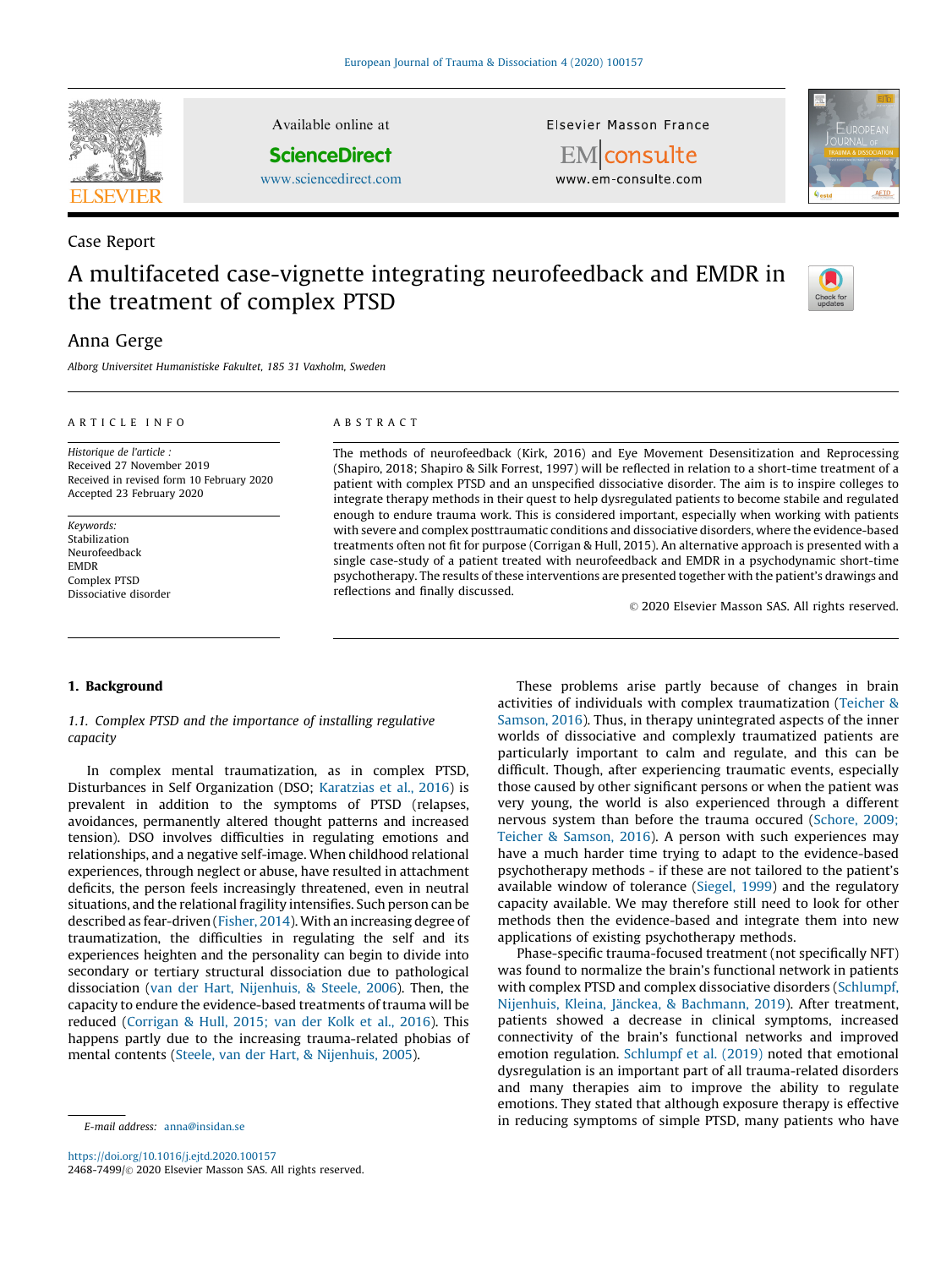Case Report

# A multifaceted case-vignette integrating neurofeedback and EMDR in the treatment of complex PTSD

Anna Gerge

*Alborg Universitet Humanistiske Fakultet, 185 31 Vaxholm, Sweden*

## ARTICLE INFO

*Historique de l'article :*
Received 27 November 2019
Received in revised form 10 February 2020
Accepted 23 February 2020

*Keywords:*
Stabilization
Neurofeedback
EMDR
Complex PTSD
Dissociative disorder

## ABSTRACT

The methods of neurofeedback (Kirk, 2016) and Eye Movement Desensitization and Reprocessing (Shapiro, 2018; Shapiro & Silk Forrest, 1997) will be reflected in relation to a short-time treatment of a patient with complex PTSD and an unspecified dissociative disorder. The aim is to inspire colleges to integrate therapy methods in their quest to help dysregulated patients to become stabile and regulated enough to endure trauma work. This is considered important, especially when working with patients with severe and complex posttraumatic conditions and dissociative disorders, where the evidence-based treatments often not fit for purpose (Corrigan & Hull, 2015). An alternative approach is presented with a single case-study of a patient treated with neurofeedback and EMDR in a psychodynamic short-time psychotherapy. The results of these interventions are presented together with the patient's drawings and reflections and finally discussed.

© 2020 Elsevier Masson SAS. All rights reserved.

## 1. Background

### 1.1. *Complex PTSD and the importance of installing regulative capacity*

In complex mental traumatization, as in complex PTSD, Disturbances in Self Organization (DSO; Karatzias et al., 2016) is prevalent in addition to the symptoms of PTSD (relapses, avoidances, permanently altered thought patterns and increased tension). DSO involves difficulties in regulating emotions and relationships, and a negative self-image. When childhood relational experiences, through neglect or abuse, have resulted in attachment deficits, the person feels increasingly threatened, even in neutral situations, and the relational fragility intensifies. Such person can be described as fear-driven (Fisher, 2014). With an increasing degree of traumatization, the difficulties in regulating the self and its experiences heighten and the personality can begin to divide into secondary or tertiary structural dissociation due to pathological dissociation (van der Hart, Nijenhuis, & Steele, 2006). Then, the capacity to endure the evidence-based treatments of trauma will be reduced (Corrigan & Hull, 2015; van der Kolk et al., 2016). This happens partly due to the increasing trauma-related phobias of mental contents (Steele, van der Hart, & Nijenhuis, 2005).

These problems arise partly because of changes in brain activities of individuals with complex traumatization (Teicher & Samson, 2016). Thus, in therapy unintegrated aspects of the inner worlds of dissociative and complexly traumatized patients are particularly important to calm and regulate, and this can be difficult. Though, after experiencing traumatic events, especially those caused by other significant persons or when the patient was very young, the world is also experienced through a different nervous system than before the trauma occured (Schore, 2009; Teicher & Samson, 2016). A person with such experiences may have a much harder time trying to adapt to the evidence-based psychotherapy methods - if these are not tailored to the patient's available window of tolerance (Siegel, 1999) and the regulatory capacity available. We may therefore still need to look for other methods then the evidence-based and integrate them into new applications of existing psychotherapy methods.

Phase-specific trauma-focused treatment (not specifically NFT) was found to normalize the brain's functional network in patients with complex PTSD and complex dissociative disorders (Schlumpf, Nijenhuis, Kleina, Jänckea, & Bachmann, 2019). After treatment, patients showed a decrease in clinical symptoms, increased connectivity of the brain's functional networks and improved emotion regulation. Schlumpf et al. (2019) noted that emotional dysregulation is an important part of all trauma-related disorders and many therapies aim to improve the ability to regulate emotions. They stated that although exposure therapy is effective in reducing symptoms of simple PTSD, many patients who have

E-mail address: anna@insidan.se

https://doi.org/10.1016/j.ejtd.2020.100157
2468-7499/© 2020 Elsevier Masson SAS. All rights reserved.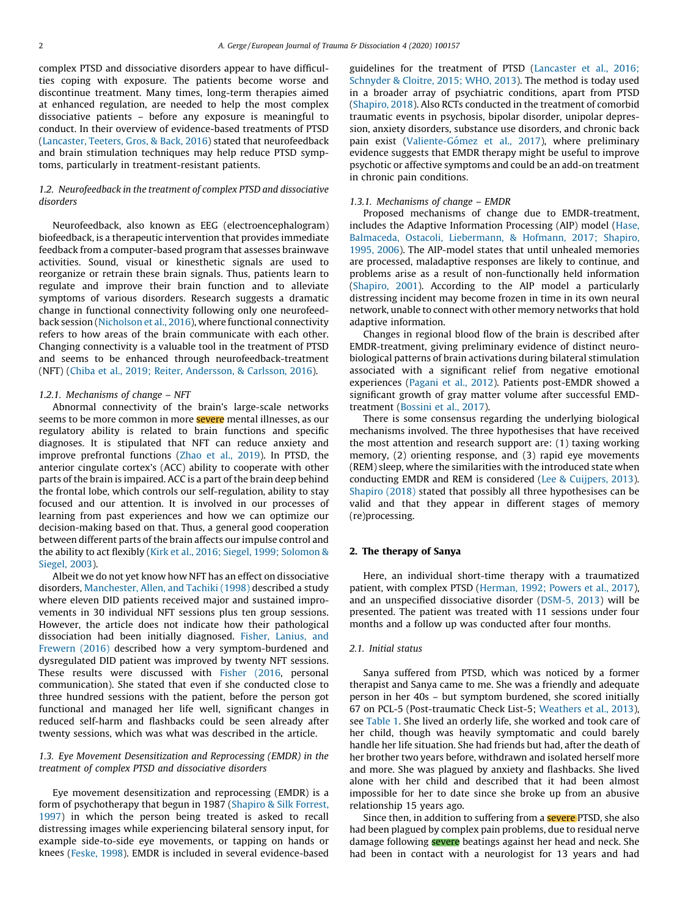complex PTSD and dissociative disorders appear to have difficulties coping with exposure. The patients become worse and discontinue treatment. Many times, long-term therapies aimed at enhanced regulation, are needed to help the most complex dissociative patients – before any exposure is meaningful to conduct. In their overview of evidence-based treatments of PTSD (Lancaster, Teeters, Gros, & Back, 2016) stated that neurofeedback and brain stimulation techniques may help reduce PTSD symptoms, particularly in treatment-resistant patients.

### 1.2. Neurofeedback in the treatment of complex PTSD and dissociative disorders

Neurofeedback, also known as EEG (electroencephalogram) biofeedback, is a therapeutic intervention that provides immediate feedback from a computer-based program that assesses brainwave activities. Sound, visual or kinesthetic signals are used to reorganize or retrain these brain signals. Thus, patients learn to regulate and improve their brain function and to alleviate symptoms of various disorders. Research suggests a dramatic change in functional connectivity following only one neurofeedback session (Nicholson et al., 2016), where functional connectivity refers to how areas of the brain communicate with each other. Changing connectivity is a valuable tool in the treatment of PTSD and seems to be enhanced through neurofeedback-treatment (NFT) (Chiba et al., 2019; Reiter, Andersson, & Carlsson, 2016).

#### 1.2.1. Mechanisms of change – NFT

Abnormal connectivity of the brain's large-scale networks seems to be more common in more severe mental illnesses, as our regulatory ability is related to brain functions and specific diagnoses. It is stipulated that NFT can reduce anxiety and improve prefrontal functions (Zhao et al., 2019). In PTSD, the anterior cingulate cortex's (ACC) ability to cooperate with other parts of the brain is impaired. ACC is a part of the brain deep behind the frontal lobe, which controls our self-regulation, ability to stay focused and our attention. It is involved in our processes of learning from past experiences and how we can optimize our decision-making based on that. Thus, a general good cooperation between different parts of the brain affects our impulse control and the ability to act flexibly (Kirk et al., 2016; Siegel, 1999; Solomon & Siegel, 2003).

Albeit we do not yet know how NFT has an effect on dissociative disorders, Manchester, Allen, and Tachiki (1998) described a study where eleven DID patients received major and sustained improvements in 30 individual NFT sessions plus ten group sessions. However, the article does not indicate how their pathological dissociation had been initially diagnosed. Fisher, Lanius, and Frewern (2016) described how a very symptom-burdened and dysregulated DID patient was improved by twenty NFT sessions. These results were discussed with Fisher (2016, personal communication). She stated that even if she conducted close to three hundred sessions with the patient, before the person got functional and managed her life well, significant changes in reduced self-harm and flashbacks could be seen already after twenty sessions, which was what was described in the article.

### 1.3. Eye Movement Desensitization and Reprocessing (EMDR) in the treatment of complex PTSD and dissociative disorders

Eye movement desensitization and reprocessing (EMDR) is a form of psychotherapy that begun in 1987 (Shapiro & Silk Forrest, 1997) in which the person being treated is asked to recall distressing images while experiencing bilateral sensory input, for example side-to-side eye movements, or tapping on hands or knees (Feske, 1998). EMDR is included in several evidence-based guidelines for the treatment of PTSD (Lancaster et al., 2016; Schnyder & Cloitre, 2015; WHO, 2013). The method is today used in a broader array of psychiatric conditions, apart from PTSD (Shapiro, 2018). Also RCTs conducted in the treatment of comorbid traumatic events in psychosis, bipolar disorder, unipolar depression, anxiety disorders, substance use disorders, and chronic back pain exist (Valiente-Gómez et al., 2017), where preliminary evidence suggests that EMDR therapy might be useful to improve psychotic or affective symptoms and could be an add-on treatment in chronic pain conditions.

#### 1.3.1. Mechanisms of change – EMDR

Proposed mechanisms of change due to EMDR-treatment, includes the Adaptive Information Processing (AIP) model (Hase, Balmaceda, Ostacoli, Liebermann, & Hofmann, 2017; Shapiro, 1995, 2006). The AIP-model states that until unhealed memories are processed, maladaptive responses are likely to continue, and problems arise as a result of non-functionally held information (Shapiro, 2001). According to the AIP model a particularly distressing incident may become frozen in time in its own neural network, unable to connect with other memory networks that hold adaptive information.

Changes in regional blood flow of the brain is described after EMDR-treatment, giving preliminary evidence of distinct neurobiological patterns of brain activations during bilateral stimulation associated with a significant relief from negative emotional experiences (Pagani et al., 2012). Patients post-EMDR showed a significant growth of gray matter volume after successful EMD-treatment (Bossini et al., 2017).

There is some consensus regarding the underlying biological mechanisms involved. The three hypothesises that have received the most attention and research support are: (1) taxing working memory, (2) orienting response, and (3) rapid eye movements (REM) sleep, where the similarities with the introduced state when conducting EMDR and REM is considered (Lee & Cuijpers, 2013). Shapiro (2018) stated that possibly all three hypothesises can be valid and that they appear in different stages of memory (re)processing.

## 2. The therapy of Sanya

Here, an individual short-time therapy with a traumatized patient, with complex PTSD (Herman, 1992; Powers et al., 2017), and an unspecified dissociative disorder (DSM-5, 2013) will be presented. The patient was treated with 11 sessions under four months and a follow up was conducted after four months.

### 2.1. Initial status

Sanya suffered from PTSD, which was noticed by a former therapist and Sanya came to me. She was a friendly and adequate person in her 40s – but symptom burdened, she scored initially 67 on PCL-5 (Post-traumatic Check List-5; Weathers et al., 2013), see Table 1. She lived an orderly life, she worked and took care of her child, though was heavily symptomatic and could barely handle her life situation. She had friends but had, after the death of her brother two years before, withdrawn and isolated herself more and more. She was plagued by anxiety and flashbacks. She lived alone with her child and described that it had been almost impossible for her to date since she broke up from an abusive relationship 15 years ago.

Since then, in addition to suffering from a severe PTSD, she also had been plagued by complex pain problems, due to residual nerve damage following severe beatings against her head and neck. She had been in contact with a neurologist for 13 years and had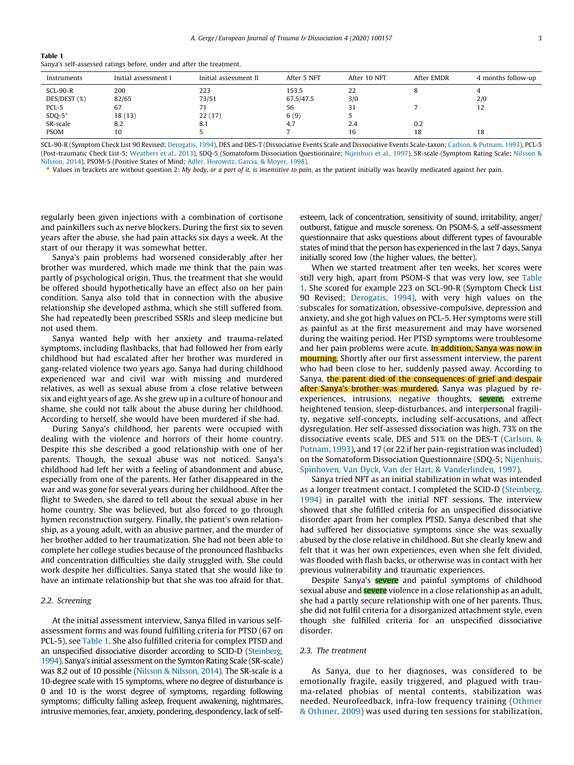**Table 1**
Sanya's self-assessed ratings before, under and after the treatment.

| Instruments | Initial assessment I | Initial assessment II | After 5 NFT | After 10 NFT | After EMDR | 4 months follow-up |
|---|---|---|---|---|---|---|
| SCL-90-R | 200 | 223 | 153.5 | 22 | 8 | 4 |
| DES/DEST (%) | 82/65 | 73/51 | 67.5/47.5 | 3/0 | | 2/0 |
| PCL-5 | 67 | 71 | 56 | 31 | 7 | 12 |
| SDQ-5[a] | 18 (13) | 22 (17) | 6 (9) | 5 | | |
| SR-scale | 8.2 | 8.1 | 4.7 | 2.4 | 0.2 | |
| PSOM | 10 | 5 | 7 | 16 | 18 | 18 |

SCL-90-R (Symptom Check List 90 Revised; Derogatis, 1994), DES and DES-T (Dissociative Events Scale and Dissociative Events Scale-taxon; Carlson, & Putnam, 1993), PCL-5 (Post-traumatic Check List-5; Weathers et al., 2013), SDQ-5 (Somatoform Dissociation Questionnaire; Nijenhuis et al., 1997), SR-scale (Symptom Rating Scale; Nilsson & Nilsson, 2014), PSOM-S (Positive States of Mind; Adler, Horowitz, Garcia, & Moyer, 1998).

[a] Values in brackets are without question 2: *My body, or a part of it, is insensitive to pain*, as the patient initially was heavily medicated against her pain.

regularly been given injections with a combination of cortisone and painkillers such as nerve blockers. During the first six to seven years after the abuse, she had pain attacks six days a week. At the start of our therapy it was somewhat better.

Sanya's pain problems had worsened considerably after her brother was murdered, which made me think that the pain was partly of psychological origin. Thus, the treatment that she would be offered should hypothetically have an effect also on her pain condition. Sanya also told that in connection with the abusive relationship she developed asthma, which she still suffered from. She had repeatedly been prescribed SSRIs and sleep medicine but not used them.

Sanya wanted help with her anxiety and trauma-related symptoms, including flashbacks, that had followed her from early childhood but had escalated after her brother was murdered in gang-related violence two years ago. Sanya had during childhood experienced war and civil war with missing and murdered relatives, as well as sexual abuse from a close relative between six and eight years of age. As she grew up in a culture of honour and shame, she could not talk about the abuse during her childhood. According to herself, she would have been murdered if she had.

During Sanya's childhood, her parents were occupied with dealing with the violence and horrors of their home country. Despite this she described a good relationship with one of her parents. Though, the sexual abuse was not noticed. Sanya's childhood had left her with a feeling of abandonment and abuse, especially from one of the parents. Her father disappeared in the war and was gone for several years during her childhood. After the flight to Sweden, she dared to tell about the sexual abuse in her home country. She was believed, but also forced to go through hymen reconstruction surgery. Finally, the patient's own relationship, as a young adult, with an abusive partner, and the murder of her brother added to her traumatization. She had not been able to complete her college studies because of the pronounced flashbacks and concentration difficulties she daily struggled with. She could work despite her difficulties. Sanya stated that she would like to have an intimate relationship but that she was too afraid for that.

## 2.2. Screening

At the initial assessment interview, Sanya filled in various self-assessment forms and was found fulfilling criteria for PTSD (67 on PCL-5), see Table 1. She also fulfilled criteria for complex PTSD and an unspecified dissociative disorder according to SCID-D (Steinberg, 1994). Sanya's initial assessment on the Symton Rating Scale (SR-scale) was 8,2 out of 10 possible (Nilsson & Nilsson, 2014). The SR-scale is a 10-degree scale with 15 symptoms, where no degree of disturbance is 0 and 10 is the worst degree of symptoms, regarding following symptoms; difficulty falling asleep, frequent awakening, nightmares, intrusive memories, fear, anxiety, pondering, despondency, lack of self-esteem, lack of concentration, sensitivity of sound, irritability, anger/outburst, fatigue and muscle soreness. On PSOM-S, a self-assessment questionnaire that asks questions about different types of favourable states of mind that the person has experienced in the last 7 days, Sanya initially scored low (the higher values, the better).

When we started treatment after ten weeks, her scores were still very high, apart from PSOM-S that was very low, see Table 1. She scored for example 223 on SCL-90-R (Symptom Check List 90 Revised; Derogatis, 1994), with very high values on the subscales for somatization, obsessive-compulsive, depression and anxiety, and she got high values on PCL-5. Her symptoms were still as painful as at the first measurement and may have worsened during the waiting period. Her PTSD symptoms were troublesome and her pain problems were acute. In addition, Sanya was now in mourning. Shortly after our first assessment interview, the parent who had been close to her, suddenly passed away. According to Sanya, the parent died of the consequences of grief and despair after Sanya's brother was murdered. Sanya was plagued by re-experiences, intrusions, negative thoughts, severe, extreme heightened tension, sleep-disturbances, and interpersonal fragility, negative self-concepts, including self-accusations, and affect dysregulation. Her self-assessed dissociation was high, 73% on the dissociative events scale, DES and 51% on the DES-T (Carlson, & Putnam, 1993), and 17 (or 22 if her pain-registration was included) on the Somatoform Dissociation Questionnaire (SDQ-5; Nijenhuis, Spinhoven, Van Dyck, Van der Hart, & Vanderlinden, 1997).

Sanya tried NFT as an initial stabilization in what was intended as a longer treatment contact. I completed the SCID-D (Steinberg, 1994) in parallel with the initial NFT sessions. The interview showed that she fulfilled criteria for an unspecified dissociative disorder apart from her complex PTSD. Sanya described that she had suffered her dissociative symptoms since she was sexually abused by the close relative in childhood. But she clearly knew and felt that it was her own experiences, even when she felt divided, was flooded with flash backs, or otherwise was in contact with her previous vulnerability and traumatic experiences.

Despite Sanya's severe and painful symptoms of childhood sexual abuse and severe violence in a close relationship as an adult, she had a partly secure relationship with one of her parents. Thus, she did not fulfil criteria for a disorganized attachment style, even though she fulfilled criteria for an unspecified dissociative disorder.

## 2.3. The treatment

As Sanya, due to her diagnoses, was considered to be emotionally fragile, easily triggered, and plagued with trauma-related phobias of mental contents, stabilization was needed. Neurofeedback, infra-low frequency training (Othmer & Othmer, 2009) was used during ten sessions for stabilization,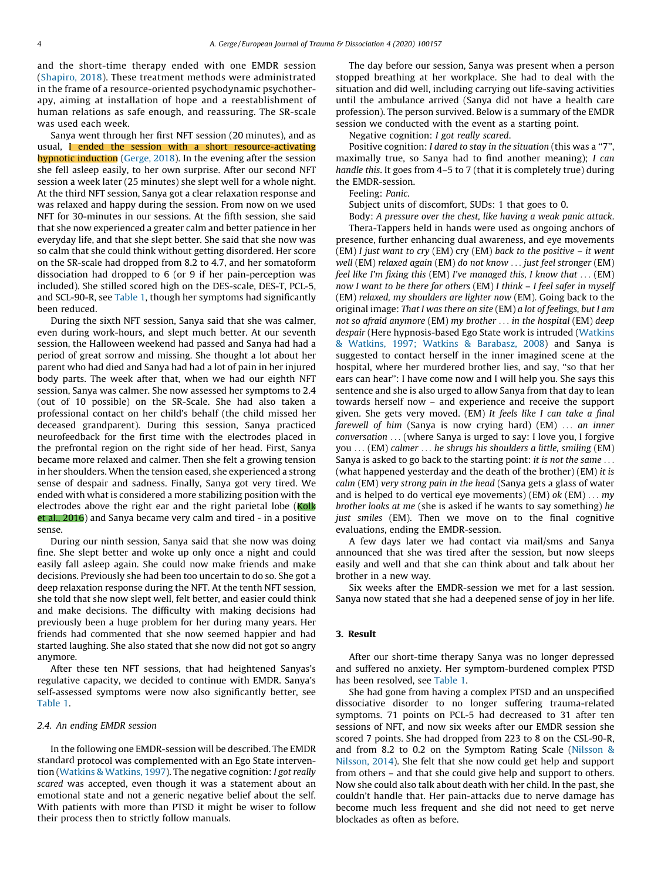and the short-time therapy ended with one EMDR session (Shapiro, 2018). These treatment methods were administrated in the frame of a resource-oriented psychodynamic psychotherapy, aiming at installation of hope and a reestablishment of human relations as safe enough, and reassuring. The SR-scale was used each week.

Sanya went through her first NFT session (20 minutes), and as usual, I ended the session with a short resource-activating hypnotic induction (Gerge, 2018). In the evening after the session she fell asleep easily, to her own surprise. After our second NFT session a week later (25 minutes) she slept well for a whole night. At the third NFT session, Sanya got a clear relaxation response and was relaxed and happy during the session. From now on we used NFT for 30-minutes in our sessions. At the fifth session, she said that she now experienced a greater calm and better patience in her everyday life, and that she slept better. She said that she now was so calm that she could think without getting disordered. Her score on the SR-scale had dropped from 8.2 to 4.7, and her somatoform dissociation had dropped to 6 (or 9 if her pain-perception was included). She stilled scored high on the DES-scale, DES-T, PCL-5, and SCL-90-R, see Table 1, though her symptoms had significantly been reduced.

During the sixth NFT session, Sanya said that she was calmer, even during work-hours, and slept much better. At our seventh session, the Halloween weekend had passed and Sanya had had a period of great sorrow and missing. She thought a lot about her parent who had died and Sanya had had a lot of pain in her injured body parts. The week after that, when we had our eighth NFT session, Sanya was calmer. She now assessed her symptoms to 2.4 (out of 10 possible) on the SR-Scale. She had also taken a professional contact on her child's behalf (the child missed her deceased grandparent). During this session, Sanya practiced neurofeedback for the first time with the electrodes placed in the prefrontal region on the right side of her head. First, Sanya became more relaxed and calmer. Then she felt a growing tension in her shoulders. When the tension eased, she experienced a strong sense of despair and sadness. Finally, Sanya got very tired. We ended with what is considered a more stabilizing position with the electrodes above the right ear and the right parietal lobe (Kolk et al., 2016) and Sanya became very calm and tired - in a positive sense.

During our ninth session, Sanya said that she now was doing fine. She slept better and woke up only once a night and could easily fall asleep again. She could now make friends and make decisions. Previously she had been too uncertain to do so. She got a deep relaxation response during the NFT. At the tenth NFT session, she told that she now slept well, felt better, and easier could think and make decisions. The difficulty with making decisions had previously been a huge problem for her during many years. Her friends had commented that she now seemed happier and had started laughing. She also stated that she now did not got so angry anymore.

After these ten NFT sessions, that had heightened Sanyas's regulative capacity, we decided to continue with EMDR. Sanya's self-assessed symptoms were now also significantly better, see Table 1.

### 2.4. An ending EMDR session

In the following one EMDR-session will be described. The EMDR standard protocol was complemented with an Ego State intervention (Watkins & Watkins, 1997). The negative cognition: *I got really scared* was accepted, even though it was a statement about an emotional state and not a generic negative belief about the self. With patients with more than PTSD it might be wiser to follow their process then to strictly follow manuals.

The day before our session, Sanya was present when a person stopped breathing at her workplace. She had to deal with the situation and did well, including carrying out life-saving activities until the ambulance arrived (Sanya did not have a health care profession). The person survived. Below is a summary of the EMDR session we conducted with the event as a starting point.

Negative cognition: *I got really scared*.

Positive cognition: *I dared to stay in the situation* (this was a "7", maximally true, so Sanya had to find another meaning); *I can handle this*. It goes from 4–5 to 7 (that it is completely true) during the EMDR-session.

Feeling: *Panic*.

Subject units of discomfort, SUDs: 1 that goes to 0.

Body: *A pressure over the chest, like having a weak panic attack*.

Thera-Tappers held in hands were used as ongoing anchors of presence, further enhancing dual awareness, and eye movements (EM) *I just want to cry* (EM) *cry* (EM) *back to the positive – it went well* (EM) *relaxed again* (EM) *do not know ... just feel stronger* (EM) *feel like I'm fixing this* (EM) *I've managed this, I know that ...* (EM) *now I want to be there for others* (EM) *I think – I feel safer in myself* (EM) *relaxed, my shoulders are lighter now* (EM). Going back to the original image: *That I was there on site* (EM) *a lot of feelings, but I am not so afraid anymore* (EM) *my brother ... in the hospital* (EM) *deep despair* (Here hypnosis-based Ego State work is intruded (Watkins & Watkins, 1997; Watkins & Barabasz, 2008) and Sanya is suggested to contact herself in the inner imagined scene at the hospital, where her murdered brother lies, and say, "so that her ears can hear": I have come now and I will help you. She says this sentence and she is also urged to allow Sanya from that day to lean towards herself now – and experience and receive the support given. She gets very moved. (EM) *It feels like I can take a final farewell of him* (Sanya is now crying hard) (EM) *... an inner conversation ...* (where Sanya is urged to say: I love you, I forgive you ... (EM) *calmer ... he shrugs his shoulders a little, smiling* (EM) Sanya is asked to go back to the starting point: *it is not the same ...* (what happened yesterday and the death of the brother) (EM) *it is calm* (EM) *very strong pain in the head* (Sanya gets a glass of water and is helped to do vertical eye movements) (EM) *ok* (EM) *... my brother looks at me* (she is asked if he wants to say something) *he just smiles* (EM). Then we move on to the final cognitive evaluations, ending the EMDR-session.

A few days later we had contact via mail/sms and Sanya announced that she was tired after the session, but now sleeps easily and well and that she can think about and talk about her brother in a new way.

Six weeks after the EMDR-session we met for a last session. Sanya now stated that she had a deepened sense of joy in her life.

## 3. Result

After our short-time therapy Sanya was no longer depressed and suffered no anxiety. Her symptom-burdened complex PTSD has been resolved, see Table 1.

She had gone from having a complex PTSD and an unspecified dissociative disorder to no longer suffering trauma-related symptoms. 71 points on PCL-5 had decreased to 31 after ten sessions of NFT, and now six weeks after our EMDR session she scored 7 points. She had dropped from 223 to 8 on the CSL-90-R, and from 8.2 to 0.2 on the Symptom Rating Scale (Nilsson & Nilsson, 2014). She felt that she now could get help and support from others – and that she could give help and support to others. Now she could also talk about death with her child. In the past, she couldn't handle that. Her pain-attacks due to nerve damage has become much less frequent and she did not need to get nerve blockades as often as before.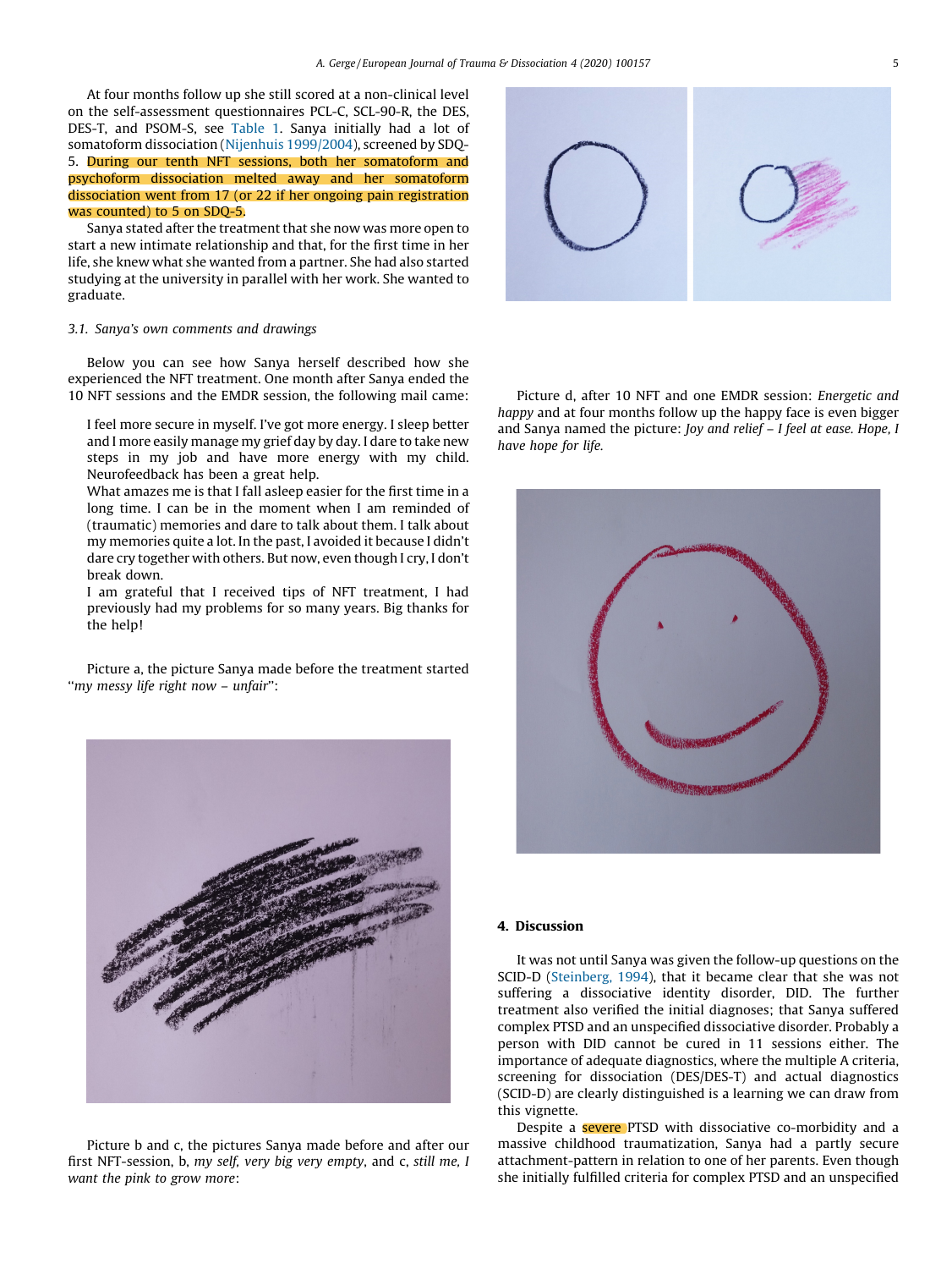At four months follow up she still scored at a non-clinical level on the self-assessment questionnaires PCL-C, SCL-90-R, the DES, DES-T, and PSOM-S, see Table 1. Sanya initially had a lot of somatoform dissociation (Nijenhuis 1999/2004), screened by SDQ-5. During our tenth NFT sessions, both her somatoform and psychoform dissociation melted away and her somatoform dissociation went from 17 (or 22 if her ongoing pain registration was counted) to 5 on SDQ-5.

Sanya stated after the treatment that she now was more open to start a new intimate relationship and that, for the first time in her life, she knew what she wanted from a partner. She had also started studying at the university in parallel with her work. She wanted to graduate.

### 3.1. Sanya's own comments and drawings

Below you can see how Sanya herself described how she experienced the NFT treatment. One month after Sanya ended the 10 NFT sessions and the EMDR session, the following mail came:

> I feel more secure in myself. I've got more energy. I sleep better and I more easily manage my grief day by day. I dare to take new steps in my job and have more energy with my child. Neurofeedback has been a great help.
>
> What amazes me is that I fall asleep easier for the first time in a long time. I can be in the moment when I am reminded of (traumatic) memories and dare to talk about them. I talk about my memories quite a lot. In the past, I avoided it because I didn't dare cry together with others. But now, even though I cry, I don't break down.
>
> I am grateful that I received tips of NFT treatment, I had previously had my problems for so many years. Big thanks for the help!

Picture a, the picture Sanya made before the treatment started "*my messy life right now – unfair*":

Picture b and c, the pictures Sanya made before and after our first NFT-session, b, *my self, very big very empty*, and c, *still me, I want the pink to grow more*:

Picture d, after 10 NFT and one EMDR session: *Energetic and happy* and at four months follow up the happy face is even bigger and Sanya named the picture: *Joy and relief – I feel at ease. Hope, I have hope for life.*

## 4. Discussion

It was not until Sanya was given the follow-up questions on the SCID-D (Steinberg, 1994), that it became clear that she was not suffering a dissociative identity disorder, DID. The further treatment also verified the initial diagnoses; that Sanya suffered complex PTSD and an unspecified dissociative disorder. Probably a person with DID cannot be cured in 11 sessions either. The importance of adequate diagnostics, where the multiple A criteria, screening for dissociation (DES/DES-T) and actual diagnostics (SCID-D) are clearly distinguished is a learning we can draw from this vignette.

Despite a severe PTSD with dissociative co-morbidity and a massive childhood traumatization, Sanya had a partly secure attachment-pattern in relation to one of her parents. Even though she initially fulfilled criteria for complex PTSD and an unspecified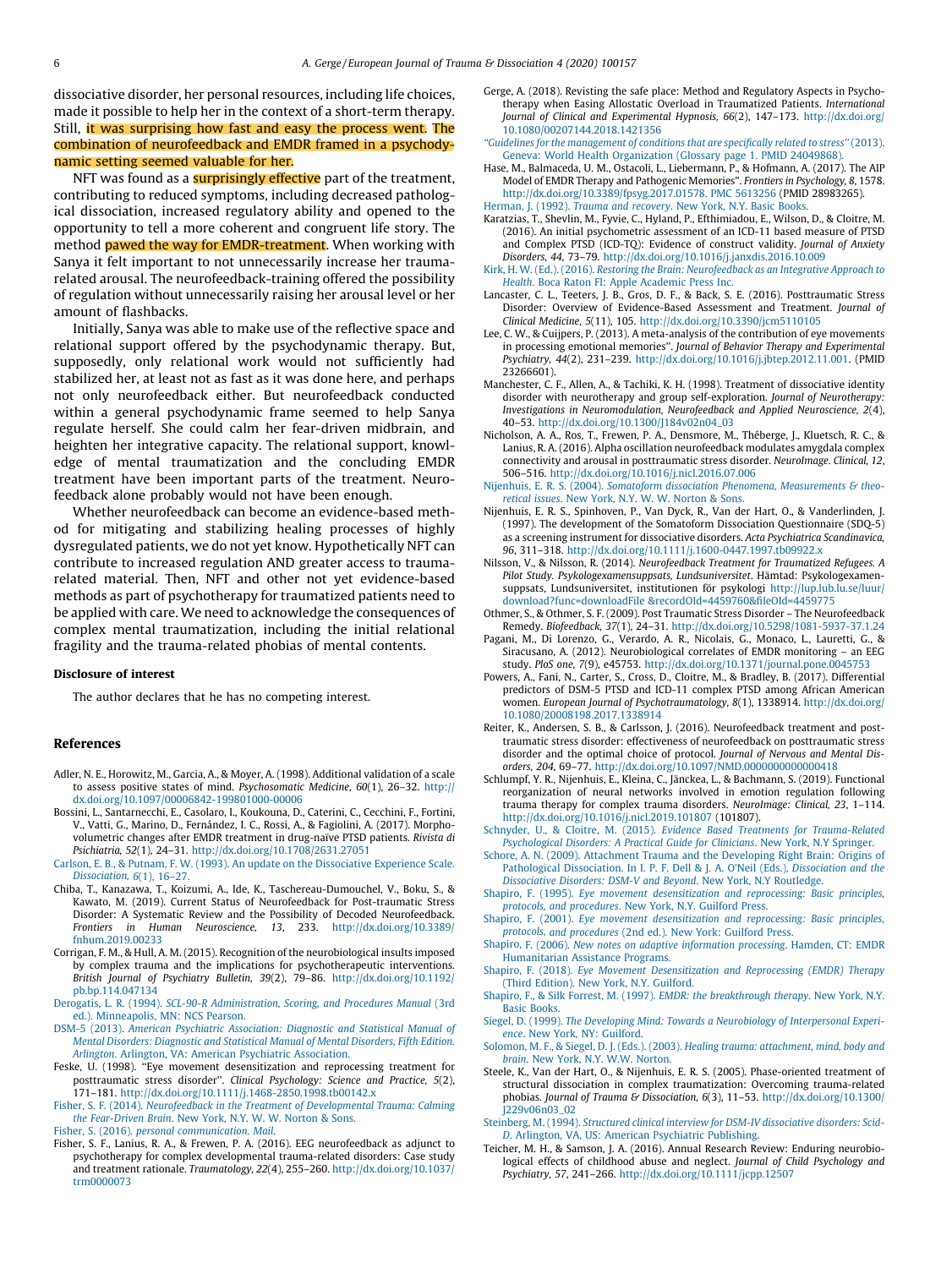dissociative disorder, her personal resources, including life choices, made it possible to help her in the context of a short-term therapy. Still, it was surprising how fast and easy the process went. The combination of neurofeedback and EMDR framed in a psychodynamic setting seemed valuable for her.

NFT was found as a surprisingly effective part of the treatment, contributing to reduced symptoms, including decreased pathological dissociation, increased regulatory ability and opened to the opportunity to tell a more coherent and congruent life story. The method pawed the way for EMDR-treatment. When working with Sanya it felt important to not unnecessarily increase her trauma-related arousal. The neurofeedback-training offered the possibility of regulation without unnecessarily raising her arousal level or her amount of flashbacks.

Initially, Sanya was able to make use of the reflective space and relational support offered by the psychodynamic therapy. But, supposedly, only relational work would not sufficiently had stabilized her, at least not as fast as it was done here, and perhaps not only neurofeedback either. But neurofeedback conducted within a general psychodynamic frame seemed to help Sanya regulate herself. She could calm her fear-driven midbrain, and heighten her integrative capacity. The relational support, knowledge of mental traumatization and the concluding EMDR treatment have been important parts of the treatment. Neurofeedback alone probably would not have been enough.

Whether neurofeedback can become an evidence-based method for mitigating and stabilizing healing processes of highly dysregulated patients, we do not yet know. Hypothetically NFT can contribute to increased regulation AND greater access to trauma-related material. Then, NFT and other not yet evidence-based methods as part of psychotherapy for traumatized patients need to be applied with care. We need to acknowledge the consequences of complex mental traumatization, including the initial relational fragility and the trauma-related phobias of mental contents.

### Disclosure of interest

The author declares that he has no competing interest.

## References

Adler, N. E., Horowitz, M., Garcia, A., & Moyer, A. (1998). Additional validation of a scale to assess positive states of mind. *Psychosomatic Medicine, 60*(1), 26–32. http://dx.doi.org/10.1097/00006842-199801000-00006

Bossini, L., Santarnecchi, E., Casolaro, I., Koukouna, D., Caterini, C., Cecchini, F., Fortini, V., Vatti, G., Marino, D., Fernández, I. C., Rossi, A., & Fagiolini, A. (2017). Morphovolumetric changes after EMDR treatment in drug-naïve PTSD patients. *Rivista di Psichiatria, 52*(1), 24–31. http://dx.doi.org/10.1708/2631.27051

Carlson, E. B., & Putnam, F. W. (1993). An update on the Dissociative Experience Scale. *Dissociation, 6*(1), 16–27.

Chiba, T., Kanazawa, T., Koizumi, A., Ide, K., Taschereau-Dumouchel, V., Boku, S., & Kawato, M. (2019). Current Status of Neurofeedback for Post-traumatic Stress Disorder: A Systematic Review and the Possibility of Decoded Neurofeedback. *Frontiers in Human Neuroscience, 13*, 233. http://dx.doi.org/10.3389/fnhum.2019.00233

Corrigan, F. M., & Hull, A. M. (2015). Recognition of the neurobiological insults imposed by complex trauma and the implications for psychotherapeutic interventions. *British Journal of Psychiatry Bulletin, 39*(2), 79–86. http://dx.doi.org/10.1192/pb.bp.114.047134

Derogatis, L. R. (1994). *SCL-90-R Administration, Scoring, and Procedures Manual* (3rd ed.). Minneapolis, MN: NCS Pearson.

DSM-5 (2013). *American Psychiatric Association: Diagnostic and Statistical Manual of Mental Disorders: Diagnostic and Statistical Manual of Mental Disorders, Fifth Edition. Arlington*. Arlington, VA: American Psychiatric Association.

Feske, U. (1998). "Eye movement desensitization and reprocessing treatment for posttraumatic stress disorder". *Clinical Psychology: Science and Practice, 5*(2), 171–181. http://dx.doi.org/10.1111/j.1468-2850.1998.tb00142.x

Fisher, S. F. (2014). *Neurofeedback in the Treatment of Developmental Trauma: Calming the Fear-Driven Brain*. New York, N.Y. W. W. Norton & Sons.

Fisher, S. (2016). *personal communication. Mail.*

Fisher, S. F., Lanius, R. A., & Frewen, P. A. (2016). EEG neurofeedback as adjunct to psychotherapy for complex developmental trauma-related disorders: Case study and treatment rationale. *Traumatology, 22*(4), 255–260. http://dx.doi.org/10.1037/trm0000073

Gerge, A. (2018). Revisting the safe place: Method and Regulatory Aspects in Psychotherapy when Easing Allostatic Overload in Traumatized Patients. *International Journal of Clinical and Experimental Hypnosis, 66*(2), 147–173. http://dx.doi.org/10.1080/00207144.2018.1421356

"Guidelines for the management of conditions that are specifically related to stress" (2013). Geneva: World Health Organization (Glossary page 1. PMID 24049868).

Hase, M., Balmaceda, U. M., Ostacoli, L., Liebermann, P., & Hofmann, A. (2017). The AIP Model of EMDR Therapy and Pathogenic Memories". *Frontiers in Psychology, 8*, 1578. http://dx.doi.org/10.3389/fpsyg.2017.01578. PMC 5613256 (PMID 28983265).

Herman, J. (1992). *Trauma and recovery*. New York, N.Y. Basic Books.

Karatzias, T., Shevlin, M., Fyvie, C., Hyland, P., Efthimiadou, E., Wilson, D., & Cloitre, M. (2016). An initial psychometric assessment of an ICD-11 based measure of PTSD and Complex PTSD (ICD-TQ): Evidence of construct validity. *Journal of Anxiety Disorders, 44*, 73–79. http://dx.doi.org/10.1016/j.janxdis.2016.10.009

Kirk, H. W. (Ed.). (2016). *Restoring the Brain: Neurofeedback as an Integrative Approach to Health*. Boca Raton Fl: Apple Academic Press Inc.

Lancaster, C. L., Teeters, J. B., Gros, D. F., & Back, S. E. (2016). Posttraumatic Stress Disorder: Overview of Evidence-Based Assessment and Treatment. *Journal of Clinical Medicine, 5*(11), 105. http://dx.doi.org/10.3390/jcm5110105

Lee, C. W., & Cuijpers, P. (2013). A meta-analysis of the contribution of eye movements in processing emotional memories". *Journal of Behavior Therapy and Experimental Psychiatry, 44*(2), 231–239. http://dx.doi.org/10.1016/j.jbtep.2012.11.001. (PMID 23266601).

Manchester, C. F., Allen, A., & Tachiki, K. H. (1998). Treatment of dissociative identity disorder with neurotherapy and group self-exploration. *Journal of Neurotherapy: Investigations in Neuromodulation, Neurofeedback and Applied Neuroscience, 2*(4), 40–53. http://dx.doi.org/10.1300/J184v02n04_03

Nicholson, A. A., Ros, T., Frewen, P. A., Densmore, M., Théberge, J., Kluetsch, R. C., & Lanius, R. A. (2016). Alpha oscillation neurofeedback modulates amygdala complex connectivity and arousal in posttraumatic stress disorder. *NeuroImage. Clinical, 12*, 506–516. http://dx.doi.org/10.1016/j.nicl.2016.07.006

Nijenhuis, E. R. S. (2004). *Somatoform dissociation Phenomena, Measurements & theoretical issues*. New York, N.Y. W. W. Norton & Sons.

Nijenhuis, E. R. S., Spinhoven, P., Van Dyck, R., Van der Hart, O., & Vanderlinden, J. (1997). The development of the Somatoform Dissociation Questionnaire (SDQ-5) as a screening instrument for dissociative disorders. *Acta Psychiatrica Scandinavica, 96*, 311–318. http://dx.doi.org/10.1111/j.1600-0447.1997.tb09922.x

Nilsson, V., & Nilsson, R. (2014). *Neurofeedback Treatment for Traumatized Refugees. A Pilot Study. Psykologexamensuppsats, Lundsuniversitet*. Hämtad: Psykologexamensuppsats, Lundsuniversitet, institutionen för psykologi http://lup.lub.lu.se/luur/download?func=downloadFile &recordOId=4459760&fileOId=4459775

Othmer, S., & Othmer, S. F. (2009). Post Traumatic Stress Disorder – The Neurofeedback Remedy. *Biofeedback, 37*(1), 24–31. http://dx.doi.org/10.5298/1081-5937-37.1.24

Pagani, M., Di Lorenzo, G., Verardo, A. R., Nicolais, G., Monaco, L., Lauretti, G., & Siracusano, A. (2012). Neurobiological correlates of EMDR monitoring – an EEG study. *PloS one, 7*(9), e45753. http://dx.doi.org/10.1371/journal.pone.0045753

Powers, A., Fani, N., Carter, S., Cross, D., Cloitre, M., & Bradley, B. (2017). Differential predictors of DSM-5 PTSD and ICD-11 complex PTSD among African American women. *European Journal of Psychotraumatology, 8*(1), 1338914. http://dx.doi.org/10.1080/20008198.2017.1338914

Reiter, K., Andersen, S. B., & Carlsson, J. (2016). Neurofeedback treatment and posttraumatic stress disorder: effectiveness of neurofeedback on posttraumatic stress disorder and the optimal choice of protocol. *Journal of Nervous and Mental Disorders, 204*, 69–77. http://dx.doi.org/10.1097/NMD.0000000000000418

Schlumpf, Y. R., Nijenhuis, E., Kleina, C., Jänckea, L., & Bachmann, S. (2019). Functional reorganization of neural networks involved in emotion regulation following trauma therapy for complex trauma disorders. *NeuroImage: Clinical, 23*, 1–114. http://dx.doi.org/10.1016/j.nicl.2019.101807 (101807).

Schnyder, U., & Cloitre, M. (2015). *Evidence Based Treatments for Trauma-Related Psychological Disorders: A Practical Guide for Clinicians*. New York, N.Y Springer.

Schore, A. N. (2009). Attachment Trauma and the Developing Right Brain: Origins of Pathological Dissociation. In I. P. F. Dell & J. A. O'Neil (Eds.), *Dissociation and the Dissociative Disorders: DSM-V and Beyond*. New York, N.Y Routledge.

Shapiro, F. (1995). *Eye movement desensitization and reprocessing: Basic principles, protocols, and procedures*. New York, N.Y. Guilford Press.

Shapiro, F. (2001). *Eye movement desensitization and reprocessing: Basic principles, protocols, and procedures* (2nd ed.). New York: Guilford Press.

Shapiro, F. (2006). *New notes on adaptive information processing*. Hamden, CT: EMDR Humanitarian Assistance Programs.

Shapiro, F. (2018). *Eye Movement Desensitization and Reprocessing (EMDR) Therapy* (Third Edition). New York, N.Y. Guilford.

Shapiro, F., & Silk Forrest, M. (1997). *EMDR: the breakthrough therapy*. New York, N.Y. Basic Books.

Siegel, D. (1999). *The Developing Mind: Towards a Neurobiology of Interpersonal Experience*. New York, NY: Guilford.

Solomon, M. F., & Siegel, D. J. (Eds.). (2003). *Healing trauma: attachment, mind, body and brain*. New York, N.Y. W.W. Norton.

Steele, K., Van der Hart, O., & Nijenhuis, E. R. S. (2005). Phase-oriented treatment of structural dissociation in complex traumatization: Overcoming trauma-related phobias. *Journal of Trauma & Dissociation, 6*(3), 11–53. http://dx.doi.org/10.1300/J229v06n03_02

Steinberg, M. (1994). *Structured clinical interview for DSM-IV dissociative disorders: Scid-D*. Arlington, VA, US: American Psychiatric Publishing.

Teicher, M. H., & Samson, J. A. (2016). Annual Research Review: Enduring neurobiological effects of childhood abuse and neglect. *Journal of Child Psychology and Psychiatry, 57*, 241–266. http://dx.doi.org/10.1111/jcpp.12507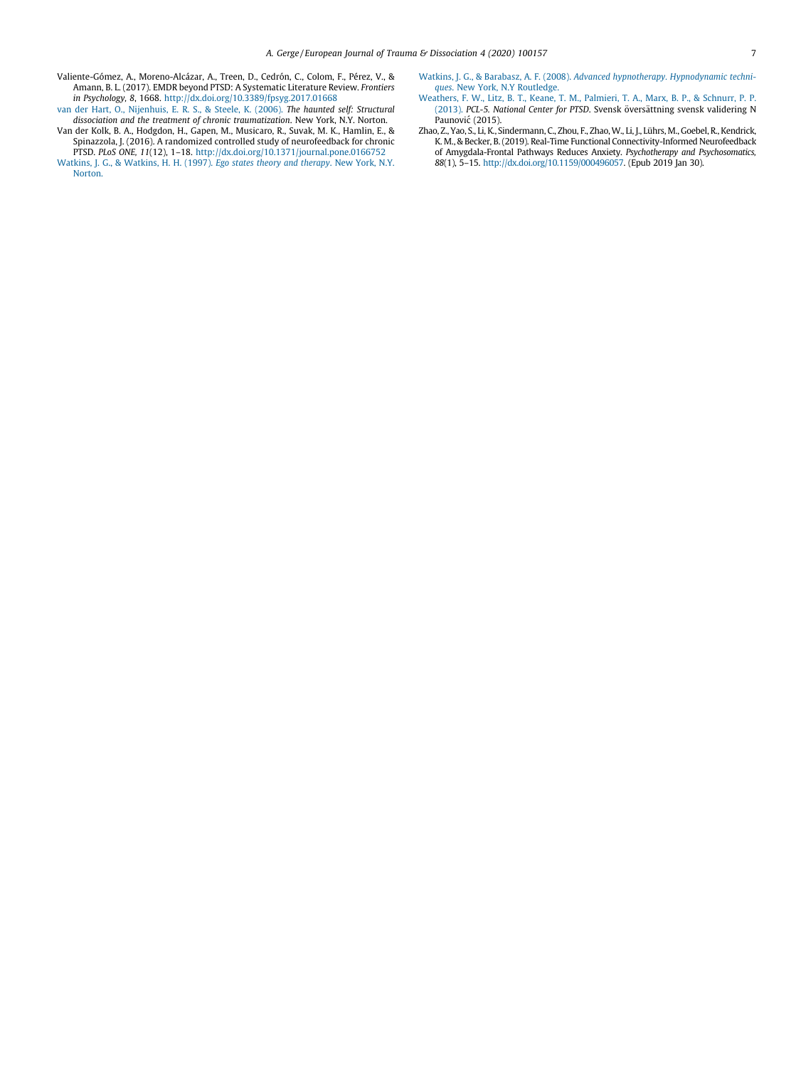Valiente-Gómez, A., Moreno-Alcázar, A., Treen, D., Cedrón, C., Colom, F., Pérez, V., & Amann, B. L. (2017). EMDR beyond PTSD: A Systematic Literature Review. *Frontiers in Psychology*, *8*, 1668. http://dx.doi.org/10.3389/fpsyg.2017.01668

van der Hart, O., Nijenhuis, E. R. S., & Steele, K. (2006). *The haunted self: Structural dissociation and the treatment of chronic traumatization*. New York, N.Y. Norton.

Van der Kolk, B. A., Hodgdon, H., Gapen, M., Musicaro, R., Suvak, M. K., Hamlin, E., & Spinazzola, J. (2016). A randomized controlled study of neurofeedback for chronic PTSD. *PLoS ONE*, *11*(12), 1–18. http://dx.doi.org/10.1371/journal.pone.0166752

Watkins, J. G., & Watkins, H. H. (1997). *Ego states theory and therapy*. New York, N.Y. Norton.

Watkins, J. G., & Barabasz, A. F. (2008). *Advanced hypnotherapy. Hypnodynamic techniques*. New York, N.Y Routledge.

Weathers, F. W., Litz, B. T., Keane, T. M., Palmieri, T. A., Marx, B. P., & Schnurr, P. P. (2013). *PCL-5. National Center for PTSD*. Svensk översättning svensk validering N Paunović (2015).

Zhao, Z., Yao, S., Li, K., Sindermann, C., Zhou, F., Zhao, W., Li, J., Lührs, M., Goebel, R., Kendrick, K. M., & Becker, B. (2019). Real-Time Functional Connectivity-Informed Neurofeedback of Amygdala-Frontal Pathways Reduces Anxiety. *Psychotherapy and Psychosomatics*, *88*(1), 5–15. http://dx.doi.org/10.1159/000496057. (Epub 2019 Jan 30).